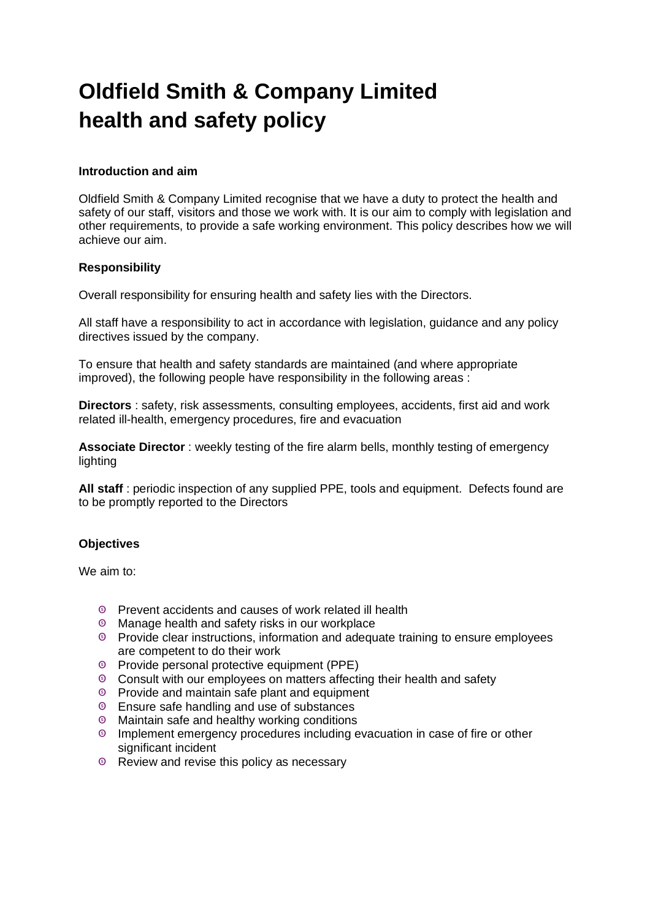# Oldfield Smith & Company Limited health and safety policy

**Introduction and aim**

Oldfield Smith & Company Limited recognise that we have a duty to protect the health and safety of our staff, visitors and those we work with. It is our aim to comply with legislation and other requirements, to provide a safe working environment. This policy describes how we will achieve our aim.

**Responsibility**

Overall responsibility for ensuring health and safety lies with the Directors.

All staff have a responsibility to act in accordance with legislation, guidance and any policy directives issued by the company.

To ensure that health and safety standards are maintained (and where appropriate improved), the following people have responsibility in the following areas :

**Directors** : safety, risk assessments, consulting employees, accidents, first aid and work related ill-health, emergency procedures, fire and evacuation

**Associate Director** : weekly testing of the fire alarm bells, monthly testing of emergency lighting

**All staff** : periodic inspection of any supplied PPE, tools and equipment. Defects found are to be promptly reported to the Directors

**Objectives**

We aim to:

- Prevent accidents and causes of work related ill health
- Manage health and safety risks in our workplace
- Provide clear instructions, information and adequate training to ensure employees are competent to do their work
- Provide personal protective equipment (PPE)
- Consult with our employees on matters affecting their health and safety
- Provide and maintain safe plant and equipment
- Ensure safe handling and use of substances
- Maintain safe and healthy working conditions
- Implement emergency procedures including evacuation in case of fire or other significant incident
- Review and revise this policy as necessary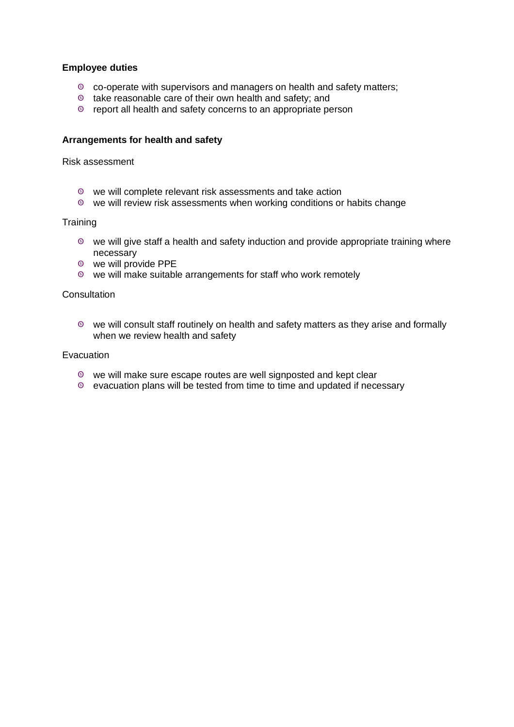**Employee duties**

- co-operate with supervisors and managers on health and safety matters;
- take reasonable care of their own health and safety; and
- report all health and safety concerns to an appropriate person

**Arrangements for health and safety**

Risk assessment

- we will complete relevant risk assessments and take action
- we will review risk assessments when working conditions or habits change

Training

- we will give staff a health and safety induction and provide appropriate training where necessary
- we will provide PPE
- we will make suitable arrangements for staff who work remotely

Consultation

- we will consult staff routinely on health and safety matters as they arise and formally when we review health and safety

Evacuation

- we will make sure escape routes are well signposted and kept clear
- evacuation plans will be tested from time to time and updated if necessary